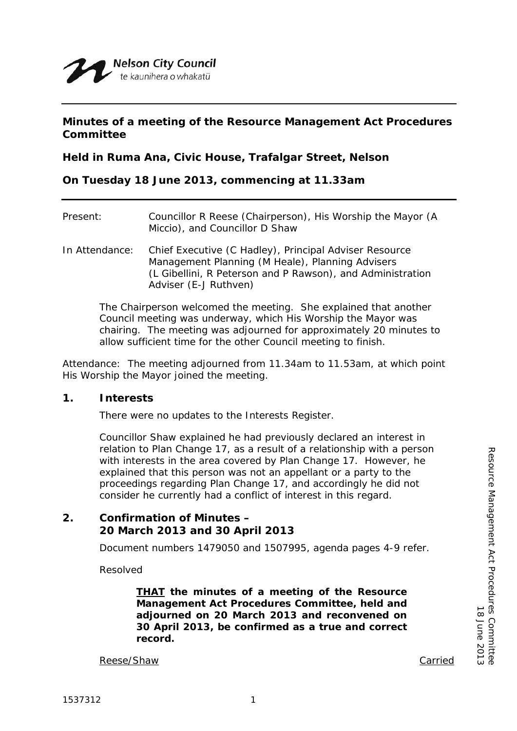Nelson City Council
te kaunihera o whakatū

**Minutes of a meeting of the Resource Management Act Procedures Committee**

**Held in Ruma Ana, Civic House, Trafalgar Street, Nelson**

**On Tuesday 18 June 2013, commencing at 11.33am**

Present: Councillor R Reese (Chairperson), His Worship the Mayor (A Miccio), and Councillor D Shaw

In Attendance: Chief Executive (C Hadley), Principal Adviser Resource Management Planning (M Heale), Planning Advisers (L Gibellini, R Peterson and P Rawson), and Administration Adviser (E-J Ruthven)

The Chairperson welcomed the meeting. She explained that another Council meeting was underway, which His Worship the Mayor was chairing. The meeting was adjourned for approximately 20 minutes to allow sufficient time for the other Council meeting to finish.

Attendance: The meeting adjourned from 11.34am to 11.53am, at which point His Worship the Mayor joined the meeting.

## 1. Interests

There were no updates to the Interests Register.

Councillor Shaw explained he had previously declared an interest in relation to Plan Change 17, as a result of a relationship with a person with interests in the area covered by Plan Change 17. However, he explained that this person was not an appellant or a party to the proceedings regarding Plan Change 17, and accordingly he did not consider he currently had a conflict of interest in this regard.

## 2. Confirmation of Minutes – 20 March 2013 and 30 April 2013

Document numbers 1479050 and 1507995, agenda pages 4-9 refer.

Resolved

> **THAT the minutes of a meeting of the Resource Management Act Procedures Committee, held and adjourned on 20 March 2013 and reconvened on 30 April 2013, be confirmed as a true and correct record.**

Reese/Shaw Carried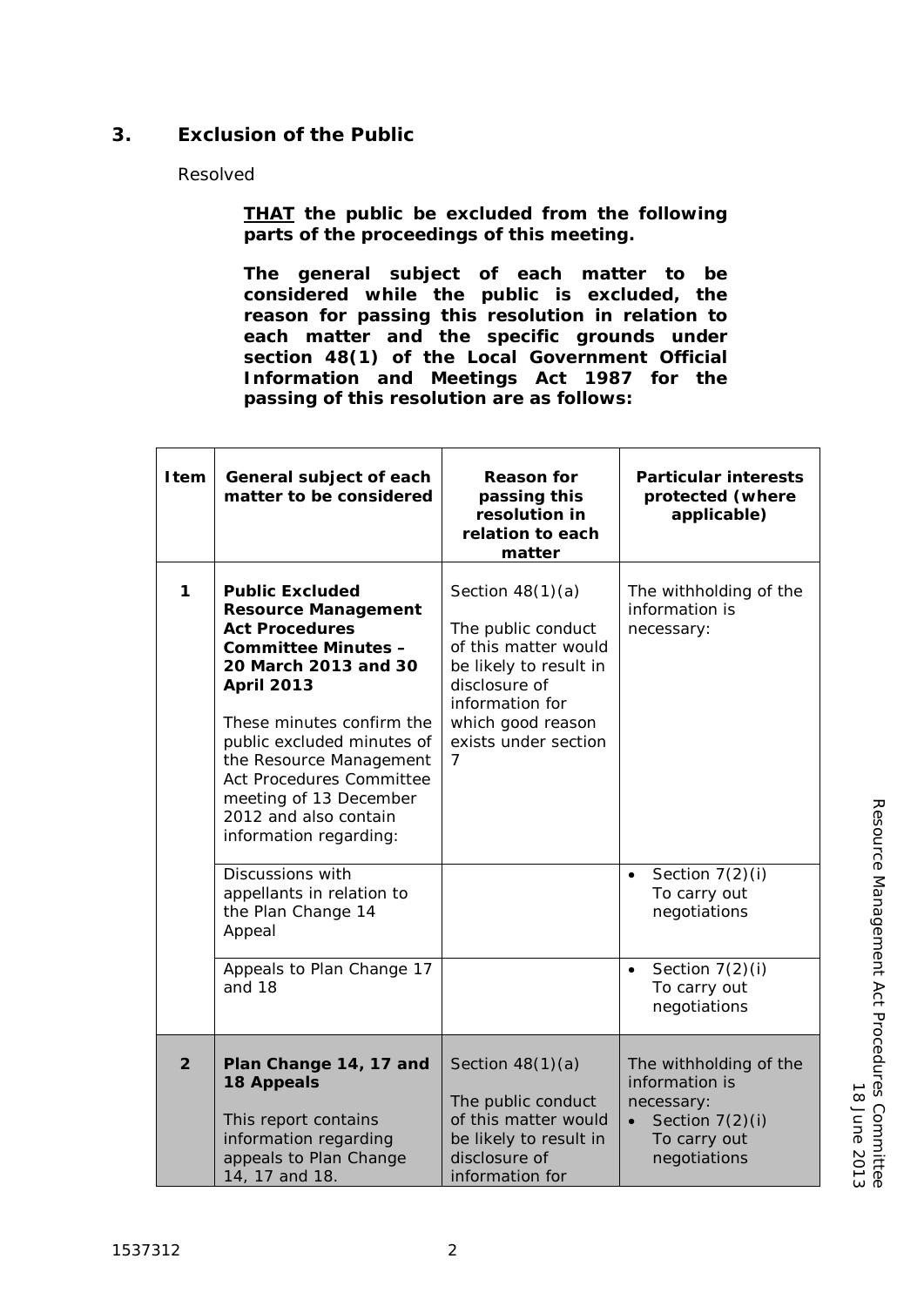## 3. Exclusion of the Public

Resolved

> **THAT the public be excluded from the following parts of the proceedings of this meeting.**
>
> **The general subject of each matter to be considered while the public is excluded, the reason for passing this resolution in relation to each matter and the specific grounds under section 48(1) of the Local Government Official Information and Meetings Act 1987 for the passing of this resolution are as follows:**

| Item | General subject of each matter to be considered | Reason for passing this resolution in relation to each matter | Particular interests protected (where applicable) |
|---|---|---|---|
| 1 | **Public Excluded Resource Management Act Procedures Committee Minutes – 20 March 2013 and 30 April 2013**<br><br>These minutes confirm the public excluded minutes of the Resource Management Act Procedures Committee meeting of 13 December 2012 and also contain information regarding: | Section 48(1)(a)<br><br>The public conduct of this matter would be likely to result in disclosure of information for which good reason exists under section 7 | The withholding of the information is necessary: |
| | Discussions with appellants in relation to the Plan Change 14 Appeal | | • Section 7(2)(i) To carry out negotiations |
| | Appeals to Plan Change 17 and 18 | | • Section 7(2)(i) To carry out negotiations |
| 2 | **Plan Change 14, 17 and 18 Appeals**<br><br>This report contains information regarding appeals to Plan Change 14, 17 and 18. | Section 48(1)(a)<br><br>The public conduct of this matter would be likely to result in disclosure of information for | The withholding of the information is necessary:<br>• Section 7(2)(i) To carry out negotiations |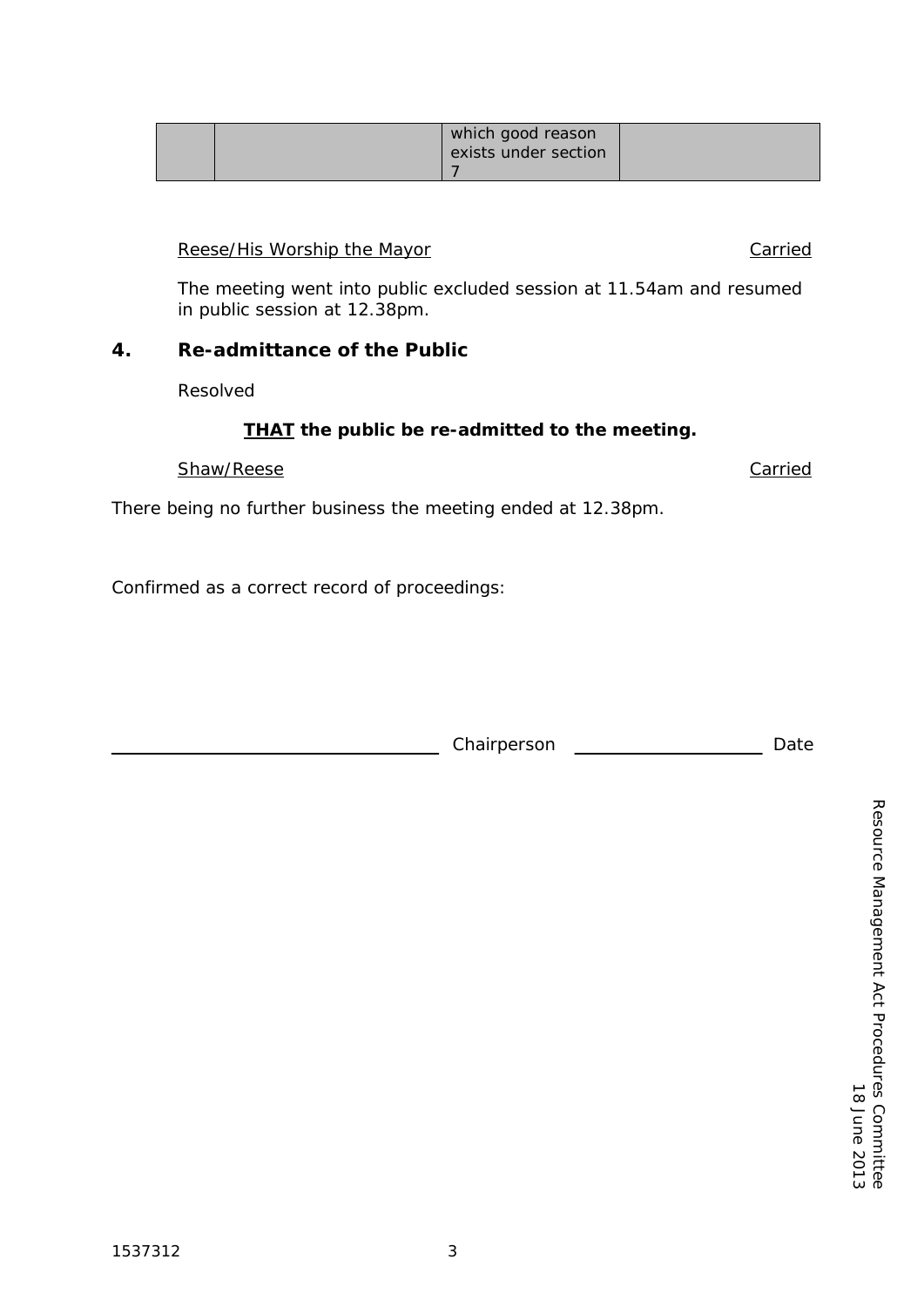| | | | |
|---|---|---|---|
| | | which good reason exists under section 7 | |

Reese/His Worship the Mayor                                                    Carried

The meeting went into public excluded session at 11.54am and resumed in public session at 12.38pm.

## 4. Re-admittance of the Public

Resolved

**THAT the public be re-admitted to the meeting.**

Shaw/Reese                                                    Carried

There being no further business the meeting ended at 12.38pm.

Confirmed as a correct record of proceedings:

_______________________ Chairperson _______________ Date